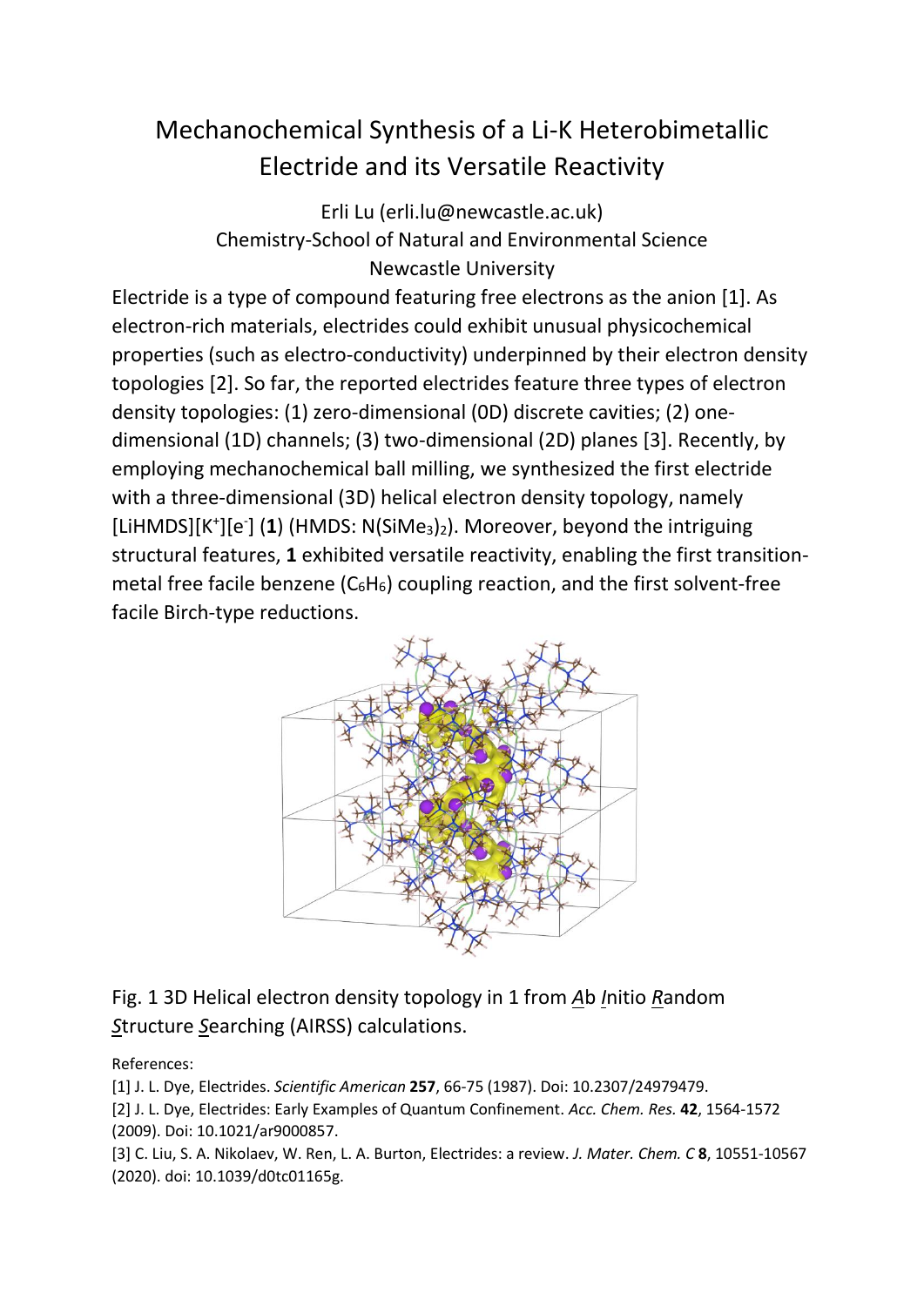# Mechanochemical Synthesis of a Li-K Heterobimetallic Electride and its Versatile Reactivity

Erli Lu (erli.lu@newcastle.ac.uk)
Chemistry-School of Natural and Environmental Science
Newcastle University

Electride is a type of compound featuring free electrons as the anion [1]. As electron-rich materials, electrides could exhibit unusual physicochemical properties (such as electro-conductivity) underpinned by their electron density topologies [2]. So far, the reported electrides feature three types of electron density topologies: (1) zero-dimensional (0D) discrete cavities; (2) one-dimensional (1D) channels; (3) two-dimensional (2D) planes [3]. Recently, by employing mechanochemical ball milling, we synthesized the first electride with a three-dimensional (3D) helical electron density topology, namely [LiHMDS][$K^+$][$e^-$] (**1**) (HMDS: $N(SiMe_3)_2$). Moreover, beyond the intriguing structural features, **1** exhibited versatile reactivity, enabling the first transition-metal free facile benzene ($C_6H_6$) coupling reaction, and the first solvent-free facile Birch-type reductions.

Fig. 1 3D Helical electron density topology in 1 from Ab Initio Random Structure Searching (AIRSS) calculations.

References:

[1] J. L. Dye, Electrides. *Scientific American* **257**, 66-75 (1987). Doi: 10.2307/24979479.

[2] J. L. Dye, Electrides: Early Examples of Quantum Confinement. *Acc. Chem. Res.* **42**, 1564-1572 (2009). Doi: 10.1021/ar9000857.

[3] C. Liu, S. A. Nikolaev, W. Ren, L. A. Burton, Electrides: a review. *J. Mater. Chem. C* **8**, 10551-10567 (2020). doi: 10.1039/d0tc01165g.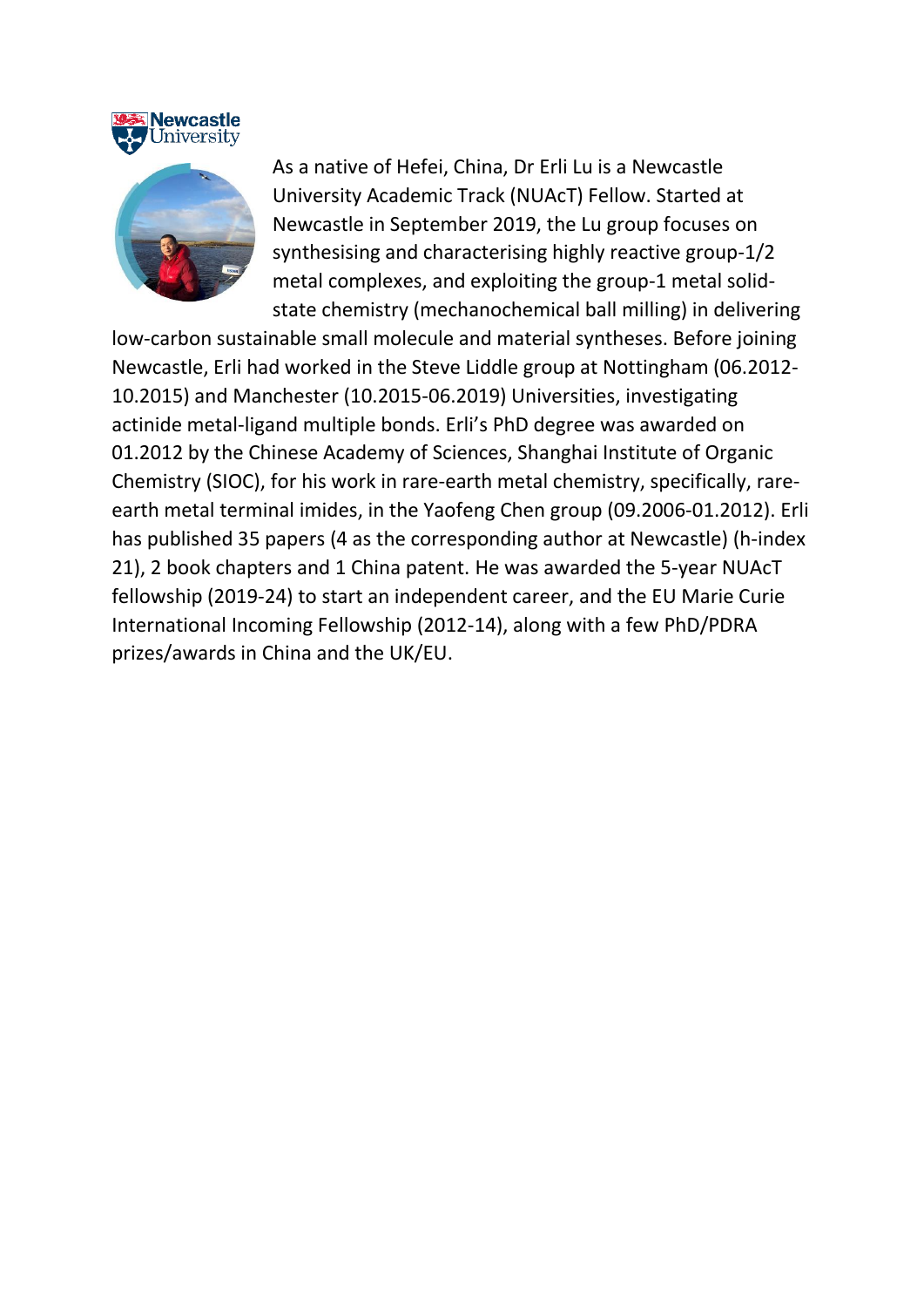Newcastle University

As a native of Hefei, China, Dr Erli Lu is a Newcastle University Academic Track (NUAcT) Fellow. Started at Newcastle in September 2019, the Lu group focuses on synthesising and characterising highly reactive group-1/2 metal complexes, and exploiting the group-1 metal solid-state chemistry (mechanochemical ball milling) in delivering low-carbon sustainable small molecule and material syntheses. Before joining Newcastle, Erli had worked in the Steve Liddle group at Nottingham (06.2012-10.2015) and Manchester (10.2015-06.2019) Universities, investigating actinide metal-ligand multiple bonds. Erli's PhD degree was awarded on 01.2012 by the Chinese Academy of Sciences, Shanghai Institute of Organic Chemistry (SIOC), for his work in rare-earth metal chemistry, specifically, rare-earth metal terminal imides, in the Yaofeng Chen group (09.2006-01.2012). Erli has published 35 papers (4 as the corresponding author at Newcastle) (h-index 21), 2 book chapters and 1 China patent. He was awarded the 5-year NUAcT fellowship (2019-24) to start an independent career, and the EU Marie Curie International Incoming Fellowship (2012-14), along with a few PhD/PDRA prizes/awards in China and the UK/EU.